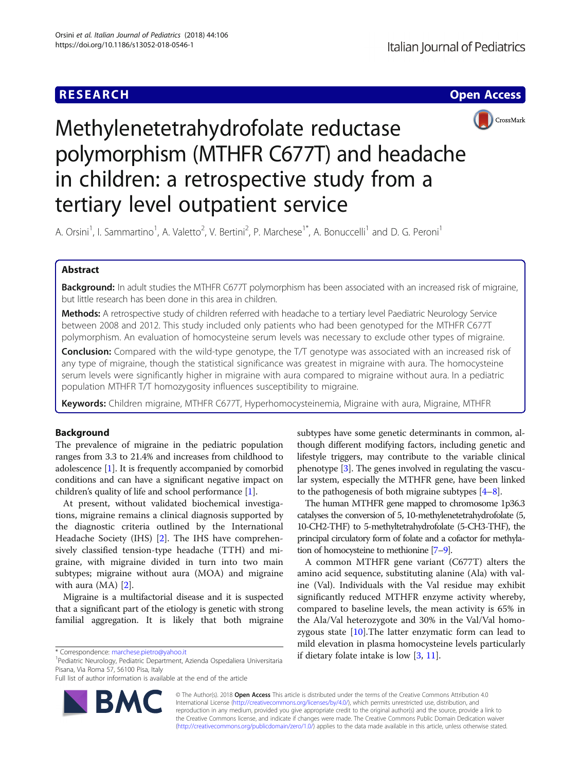# Methylenetetrahydrofolate reductase polymorphism (MTHFR C677T) and headache in children: a retrospective study from a tertiary level outpatient service

A. Orsini[1], I. Sammartino[1], A. Valetto[2], V. Bertini[2], P. Marchese[1*], A. Bonuccelli[1] and D. G. Peroni[1]

## Abstract

**Background:** In adult studies the MTHFR C677T polymorphism has been associated with an increased risk of migraine, but little research has been done in this area in children.

**Methods:** A retrospective study of children referred with headache to a tertiary level Paediatric Neurology Service between 2008 and 2012. This study included only patients who had been genotyped for the MTHFR C677T polymorphism. An evaluation of homocysteine serum levels was necessary to exclude other types of migraine.

**Conclusion:** Compared with the wild-type genotype, the T/T genotype was associated with an increased risk of any type of migraine, though the statistical significance was greatest in migraine with aura. The homocysteine serum levels were significantly higher in migraine with aura compared to migraine without aura. In a pediatric population MTHFR T/T homozygosity influences susceptibility to migraine.

**Keywords:** Children migraine, MTHFR C677T, Hyperhomocysteinemia, Migraine with aura, Migraine, MTHFR

## Background

The prevalence of migraine in the pediatric population ranges from 3.3 to 21.4% and increases from childhood to adolescence [1]. It is frequently accompanied by comorbid conditions and can have a significant negative impact on children's quality of life and school performance [1].

At present, without validated biochemical investigations, migraine remains a clinical diagnosis supported by the diagnostic criteria outlined by the International Headache Society (IHS) [2]. The IHS have comprehensively classified tension-type headache (TTH) and migraine, with migraine divided in turn into two main subtypes; migraine without aura (MOA) and migraine with aura (MA) [2].

Migraine is a multifactorial disease and it is suspected that a significant part of the etiology is genetic with strong familial aggregation. It is likely that both migraine subtypes have some genetic determinants in common, although different modifying factors, including genetic and lifestyle triggers, may contribute to the variable clinical phenotype [3]. The genes involved in regulating the vascular system, especially the MTHFR gene, have been linked to the pathogenesis of both migraine subtypes [4–8].

The human MTHFR gene mapped to chromosome 1p36.3 catalyses the conversion of 5, 10-methylenetetrahydrofolate (5, 10-CH2-THF) to 5-methyltetrahydrofolate (5-CH3-THF), the principal circulatory form of folate and a cofactor for methylation of homocysteine to methionine [7–9].

A common MTHFR gene variant (C677T) alters the amino acid sequence, substituting alanine (Ala) with valine (Val). Individuals with the Val residue may exhibit significantly reduced MTHFR enzyme activity whereby, compared to baseline levels, the mean activity is 65% in the Ala/Val heterozygote and 30% in the Val/Val homozygous state [10].The latter enzymatic form can lead to mild elevation in plasma homocysteine levels particularly if dietary folate intake is low [3, 11].

* Correspondence: marchese.pietro@yahoo.it
[1]Pediatric Neurology, Pediatric Department, Azienda Ospedaliera Universitaria Pisana, Via Roma 57, 56100 Pisa, Italy
Full list of author information is available at the end of the article

© The Author(s). 2018 **Open Access** This article is distributed under the terms of the Creative Commons Attribution 4.0 International License (http://creativecommons.org/licenses/by/4.0/), which permits unrestricted use, distribution, and reproduction in any medium, provided you give appropriate credit to the original author(s) and the source, provide a link to the Creative Commons license, and indicate if changes were made. The Creative Commons Public Domain Dedication waiver (http://creativecommons.org/publicdomain/zero/1.0/) applies to the data made available in this article, unless otherwise stated.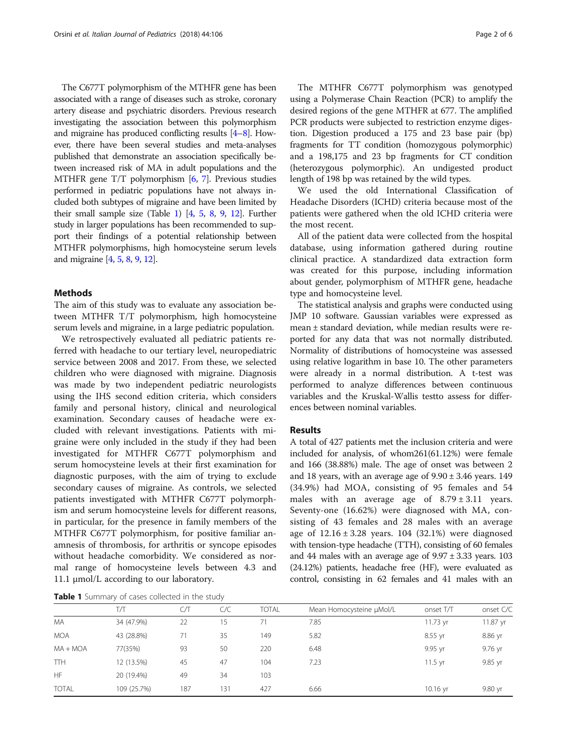The C677T polymorphism of the MTHFR gene has been associated with a range of diseases such as stroke, coronary artery disease and psychiatric disorders. Previous research investigating the association between this polymorphism and migraine has produced conflicting results [4–8]. However, there have been several studies and meta-analyses published that demonstrate an association specifically between increased risk of MA in adult populations and the MTHFR gene T/T polymorphism [6, 7]. Previous studies performed in pediatric populations have not always included both subtypes of migraine and have been limited by their small sample size (Table 1) [4, 5, 8, 9, 12]. Further study in larger populations has been recommended to support their findings of a potential relationship between MTHFR polymorphisms, high homocysteine serum levels and migraine [4, 5, 8, 9, 12].

## Methods

The aim of this study was to evaluate any association between MTHFR T/T polymorphism, high homocysteine serum levels and migraine, in a large pediatric population.

We retrospectively evaluated all pediatric patients referred with headache to our tertiary level, neuropediatric service between 2008 and 2017. From these, we selected children who were diagnosed with migraine. Diagnosis was made by two independent pediatric neurologists using the IHS second edition criteria, which considers family and personal history, clinical and neurological examination. Secondary causes of headache were excluded with relevant investigations. Patients with migraine were only included in the study if they had been investigated for MTHFR C677T polymorphism and serum homocysteine levels at their first examination for diagnostic purposes, with the aim of trying to exclude secondary causes of migraine. As controls, we selected patients investigated with MTHFR C677T polymorphism and serum homocysteine levels for different reasons, in particular, for the presence in family members of the MTHFR C677T polymorphism, for positive familiar anamnesis of thrombosis, for arthritis or syncope episodes without headache comorbidity. We considered as normal range of homocysteine levels between 4.3 and 11.1 μmol/L according to our laboratory.

The MTHFR C677T polymorphism was genotyped using a Polymerase Chain Reaction (PCR) to amplify the desired regions of the gene MTHFR at 677. The amplified PCR products were subjected to restriction enzyme digestion. Digestion produced a 175 and 23 base pair (bp) fragments for TT condition (homozygous polymorphic) and a 198,175 and 23 bp fragments for CT condition (heterozygous polymorphic). An undigested product length of 198 bp was retained by the wild types.

We used the old International Classification of Headache Disorders (ICHD) criteria because most of the patients were gathered when the old ICHD criteria were the most recent.

All of the patient data were collected from the hospital database, using information gathered during routine clinical practice. A standardized data extraction form was created for this purpose, including information about gender, polymorphism of MTHFR gene, headache type and homocysteine level.

The statistical analysis and graphs were conducted using JMP 10 software. Gaussian variables were expressed as mean ± standard deviation, while median results were reported for any data that was not normally distributed. Normality of distributions of homocysteine was assessed using relative logarithm in base 10. The other parameters were already in a normal distribution. A t-test was performed to analyze differences between continuous variables and the Kruskal-Wallis testto assess for differences between nominal variables.

## Results

A total of 427 patients met the inclusion criteria and were included for analysis, of whom261(61.12%) were female and 166 (38.88%) male. The age of onset was between 2 and 18 years, with an average age of 9.90 ± 3.46 years. 149 (34.9%) had MOA, consisting of 95 females and 54 males with an average age of 8.79 ± 3.11 years. Seventy-one (16.62%) were diagnosed with MA, consisting of 43 females and 28 males with an average age of 12.16 ± 3.28 years. 104 (32.1%) were diagnosed with tension-type headache (TTH), consisting of 60 females and 44 males with an average age of 9.97 ± 3.33 years. 103 (24.12%) patients, headache free (HF), were evaluated as control, consisting in 62 females and 41 males with an

**Table 1** Summary of cases collected in the study

| | T/T | C/T | C/C | TOTAL | Mean Homocysteine μMol/L | onset T/T | onset C/C |
|---|---|---|---|---|---|---|---|
| MA | 34 (47.9%) | 22 | 15 | 71 | 7.85 | 11.73 yr | 11.87 yr |
| MOA | 43 (28.8%) | 71 | 35 | 149 | 5.82 | 8.55 yr | 8.86 yr |
| MA + MOA | 77(35%) | 93 | 50 | 220 | 6.48 | 9.95 yr | 9.76 yr |
| TTH | 12 (13.5%) | 45 | 47 | 104 | 7.23 | 11.5 yr | 9.85 yr |
| HF | 20 (19.4%) | 49 | 34 | 103 | | | |
| TOTAL | 109 (25.7%) | 187 | 131 | 427 | 6.66 | 10.16 yr | 9.80 yr |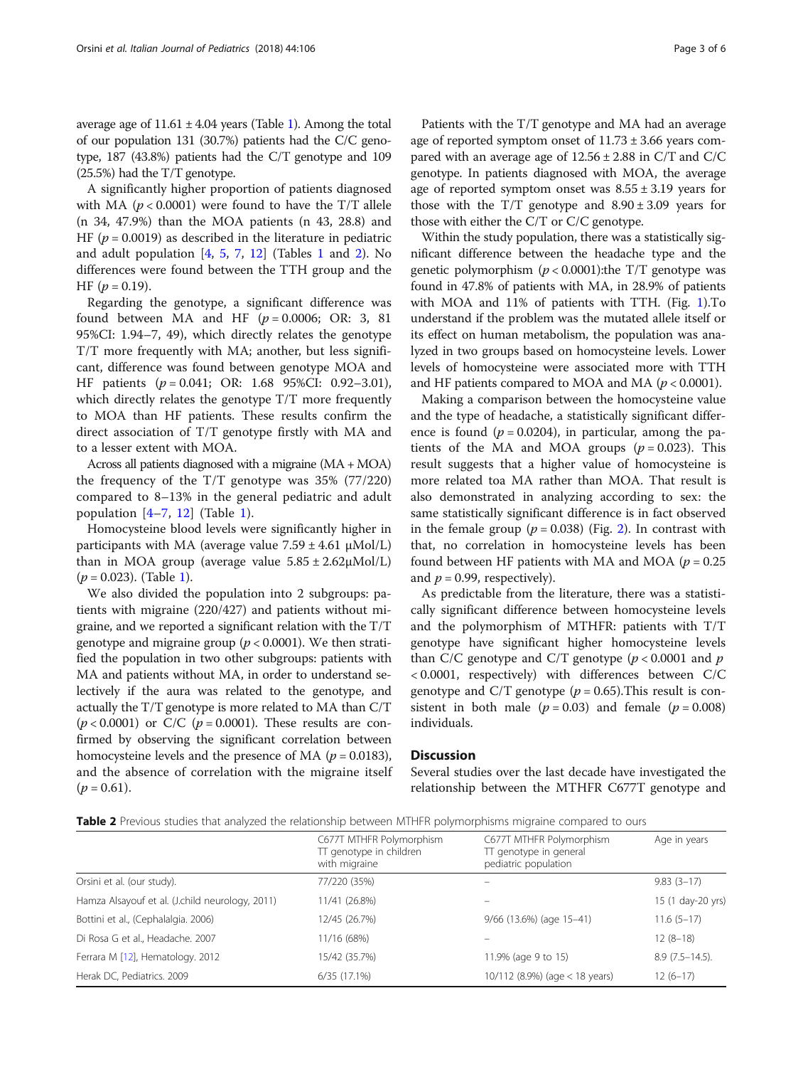average age of 11.61 ± 4.04 years (Table 1). Among the total of our population 131 (30.7%) patients had the C/C genotype, 187 (43.8%) patients had the C/T genotype and 109 (25.5%) had the T/T genotype.

A significantly higher proportion of patients diagnosed with MA ($p < 0.0001$) were found to have the T/T allele (n 34, 47.9%) than the MOA patients (n 43, 28.8) and HF ($p = 0.0019$) as described in the literature in pediatric and adult population [4, 5, 7, 12] (Tables 1 and 2). No differences were found between the TTH group and the HF ($p = 0.19$).

Regarding the genotype, a significant difference was found between MA and HF ($p = 0.0006$; OR: 3, 81 95%CI: 1.94–7, 49), which directly relates the genotype T/T more frequently with MA; another, but less significant, difference was found between genotype MOA and HF patients ($p = 0.041$; OR: 1.68 95%CI: 0.92–3.01), which directly relates the genotype T/T more frequently to MOA than HF patients. These results confirm the direct association of T/T genotype firstly with MA and to a lesser extent with MOA.

Across all patients diagnosed with a migraine (MA + MOA) the frequency of the T/T genotype was 35% (77/220) compared to 8–13% in the general pediatric and adult population [4–7, 12] (Table 1).

Homocysteine blood levels were significantly higher in participants with MA (average value 7.59 ± 4.61 μMol/L) than in MOA group (average value 5.85 ± 2.62μMol/L) ($p = 0.023$). (Table 1).

We also divided the population into 2 subgroups: patients with migraine (220/427) and patients without migraine, and we reported a significant relation with the T/T genotype and migraine group ($p < 0.0001$). We then stratified the population in two other subgroups: patients with MA and patients without MA, in order to understand selectively if the aura was related to the genotype, and actually the T/T genotype is more related to MA than C/T ($p < 0.0001$) or C/C ($p = 0.0001$). These results are confirmed by observing the significant correlation between homocysteine levels and the presence of MA ($p = 0.0183$), and the absence of correlation with the migraine itself ($p = 0.61$).

Patients with the T/T genotype and MA had an average age of reported symptom onset of 11.73 ± 3.66 years compared with an average age of 12.56 ± 2.88 in C/T and C/C genotype. In patients diagnosed with MOA, the average age of reported symptom onset was 8.55 ± 3.19 years for those with the T/T genotype and 8.90 ± 3.09 years for those with either the C/T or C/C genotype.

Within the study population, there was a statistically significant difference between the headache type and the genetic polymorphism ($p < 0.0001$):the T/T genotype was found in 47.8% of patients with MA, in 28.9% of patients with MOA and 11% of patients with TTH. (Fig. 1).To understand if the problem was the mutated allele itself or its effect on human metabolism, the population was analyzed in two groups based on homocysteine levels. Lower levels of homocysteine were associated more with TTH and HF patients compared to MOA and MA ($p < 0.0001$).

Making a comparison between the homocysteine value and the type of headache, a statistically significant difference is found ($p = 0.0204$), in particular, among the patients of the MA and MOA groups ($p = 0.023$). This result suggests that a higher value of homocysteine is more related toa MA rather than MOA. That result is also demonstrated in analyzing according to sex: the same statistically significant difference is in fact observed in the female group ($p = 0.038$) (Fig. 2). In contrast with that, no correlation in homocysteine levels has been found between HF patients with MA and MOA ($p = 0.25$ and $p = 0.99$, respectively).

As predictable from the literature, there was a statistically significant difference between homocysteine levels and the polymorphism of MTHFR: patients with T/T genotype have significant higher homocysteine levels than C/C genotype and C/T genotype ($p < 0.0001$ and $p < 0.0001$, respectively) with differences between C/C genotype and C/T genotype ($p = 0.65$).This result is consistent in both male ($p = 0.03$) and female ($p = 0.008$) individuals.

## Discussion

Several studies over the last decade have investigated the relationship between the MTHFR C677T genotype and

**Table 2** Previous studies that analyzed the relationship between MTHFR polymorphisms migraine compared to ours

| | C677T MTHFR Polymorphism TT genotype in children with migraine | C677T MTHFR Polymorphism TT genotype in general pediatric population | Age in years |
|---|---|---|---|
| Orsini et al. (our study). | 77/220 (35%) | – | 9.83 (3–17) |
| Hamza Alsayouf et al. (J.child neurology, 2011) | 11/41 (26.8%) | – | 15 (1 day-20 yrs) |
| Bottini et al., (Cephalalgia. 2006) | 12/45 (26.7%) | 9/66 (13.6%) (age 15–41) | 11.6 (5–17) |
| Di Rosa G et al., Headache. 2007 | 11/16 (68%) | – | 12 (8–18) |
| Ferrara M [12], Hematology. 2012 | 15/42 (35.7%) | 11.9% (age 9 to 15) | 8.9 (7.5–14.5). |
| Herak DC, Pediatrics. 2009 | 6/35 (17.1%) | 10/112 (8.9%) (age < 18 years) | 12 (6–17) |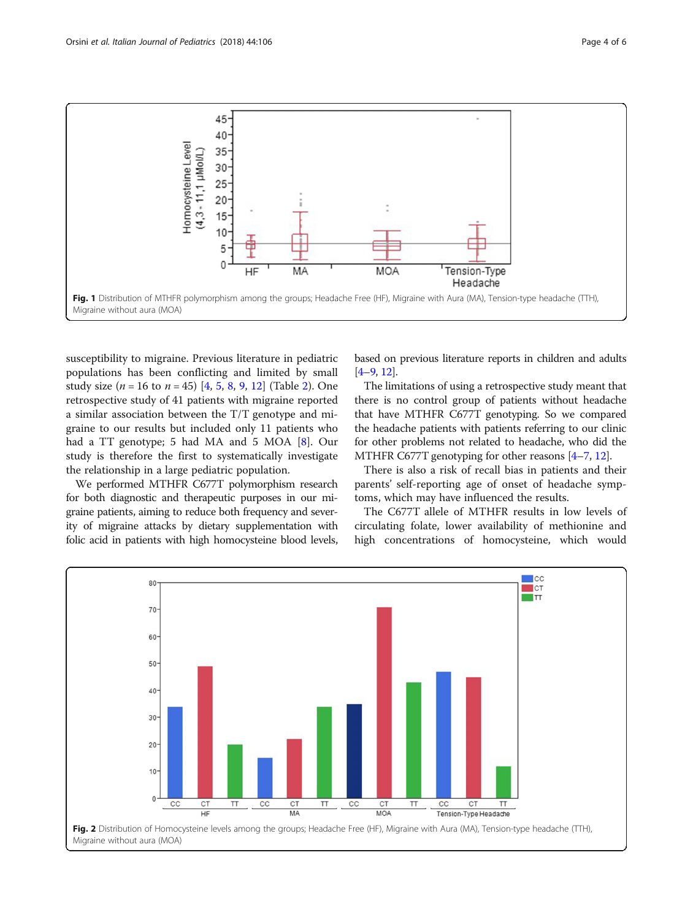**Fig. 1** Distribution of MTHFR polymorphism among the groups; Headache Free (HF), Migraine with Aura (MA), Tension-type headache (TTH), Migraine without aura (MOA)

susceptibility to migraine. Previous literature in pediatric populations has been conflicting and limited by small study size ($n = 16$ to $n = 45$) [4, 5, 8, 9, 12] (Table 2). One retrospective study of 41 patients with migraine reported a similar association between the T/T genotype and migraine to our results but included only 11 patients who had a TT genotype; 5 had MA and 5 MOA [8]. Our study is therefore the first to systematically investigate the relationship in a large pediatric population.

We performed MTHFR C677T polymorphism research for both diagnostic and therapeutic purposes in our migraine patients, aiming to reduce both frequency and severity of migraine attacks by dietary supplementation with folic acid in patients with high homocysteine blood levels, based on previous literature reports in children and adults [4–9, 12].

The limitations of using a retrospective study meant that there is no control group of patients without headache that have MTHFR C677T genotyping. So we compared the headache patients with patients referring to our clinic for other problems not related to headache, who did the MTHFR C677T genotyping for other reasons [4–7, 12].

There is also a risk of recall bias in patients and their parents' self-reporting age of onset of headache symptoms, which may have influenced the results.

The C677T allele of MTHFR results in low levels of circulating folate, lower availability of methionine and high concentrations of homocysteine, which would

**Fig. 2** Distribution of Homocysteine levels among the groups; Headache Free (HF), Migraine with Aura (MA), Tension-type headache (TTH), Migraine without aura (MOA)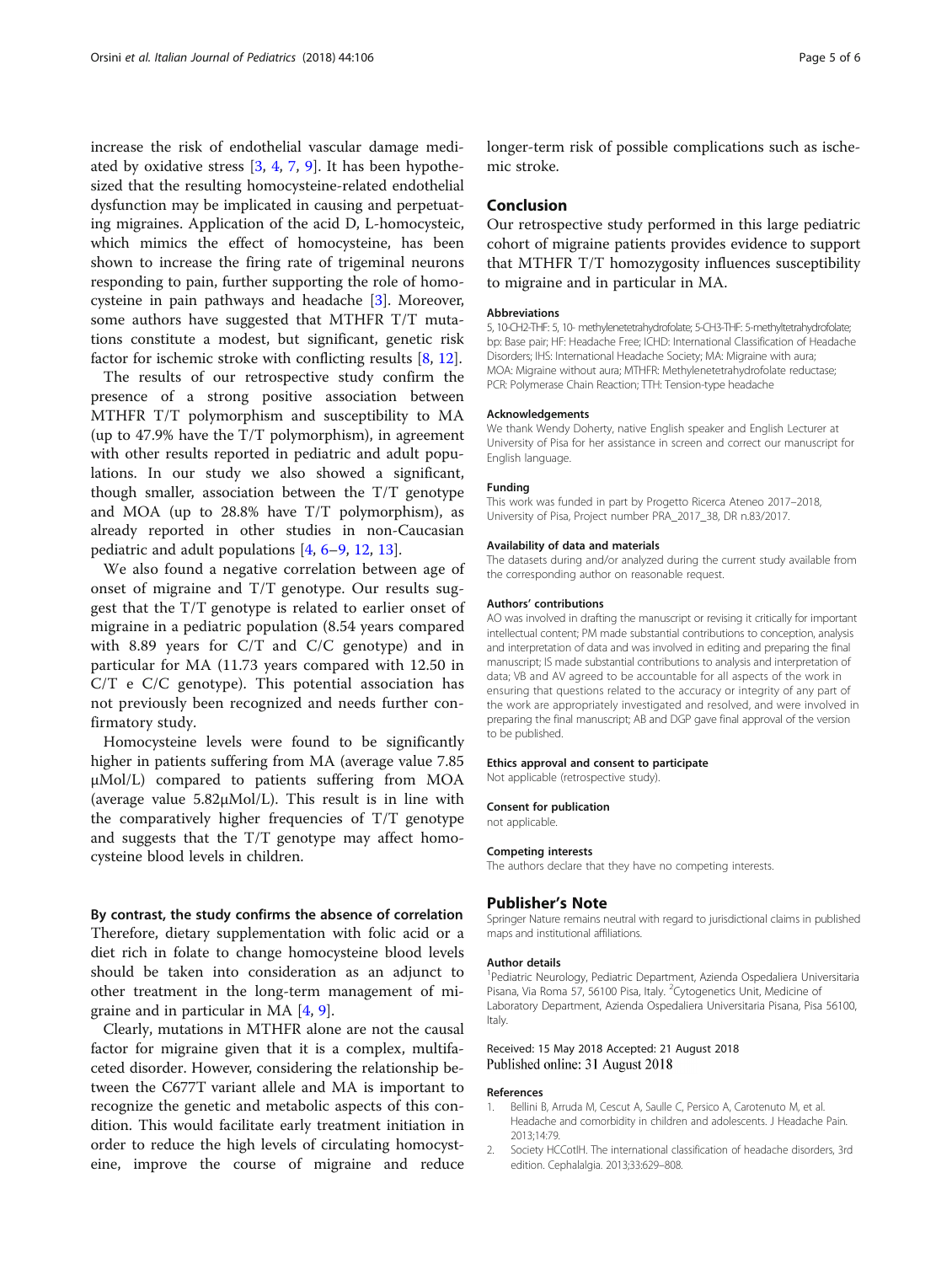increase the risk of endothelial vascular damage mediated by oxidative stress [3, 4, 7, 9]. It has been hypothesized that the resulting homocysteine-related endothelial dysfunction may be implicated in causing and perpetuating migraines. Application of the acid D, L-homocysteic, which mimics the effect of homocysteine, has been shown to increase the firing rate of trigeminal neurons responding to pain, further supporting the role of homocysteine in pain pathways and headache [3]. Moreover, some authors have suggested that MTHFR T/T mutations constitute a modest, but significant, genetic risk factor for ischemic stroke with conflicting results [8, 12].

The results of our retrospective study confirm the presence of a strong positive association between MTHFR T/T polymorphism and susceptibility to MA (up to 47.9% have the T/T polymorphism), in agreement with other results reported in pediatric and adult populations. In our study we also showed a significant, though smaller, association between the T/T genotype and MOA (up to 28.8% have T/T polymorphism), as already reported in other studies in non-Caucasian pediatric and adult populations [4, 6–9, 12, 13].

We also found a negative correlation between age of onset of migraine and T/T genotype. Our results suggest that the T/T genotype is related to earlier onset of migraine in a pediatric population (8.54 years compared with 8.89 years for C/T and C/C genotype) and in particular for MA (11.73 years compared with 12.50 in C/T e C/C genotype). This potential association has not previously been recognized and needs further confirmatory study.

Homocysteine levels were found to be significantly higher in patients suffering from MA (average value 7.85 μMol/L) compared to patients suffering from MOA (average value 5.82μMol/L). This result is in line with the comparatively higher frequencies of T/T genotype and suggests that the T/T genotype may affect homocysteine blood levels in children.

**By contrast, the study confirms the absence of correlation** Therefore, dietary supplementation with folic acid or a diet rich in folate to change homocysteine blood levels should be taken into consideration as an adjunct to other treatment in the long-term management of migraine and in particular in MA [4, 9].

Clearly, mutations in MTHFR alone are not the causal factor for migraine given that it is a complex, multifaceted disorder. However, considering the relationship between the C677T variant allele and MA is important to recognize the genetic and metabolic aspects of this condition. This would facilitate early treatment initiation in order to reduce the high levels of circulating homocysteine, improve the course of migraine and reduce longer-term risk of possible complications such as ischemic stroke.

## Conclusion

Our retrospective study performed in this large pediatric cohort of migraine patients provides evidence to support that MTHFR T/T homozygosity influences susceptibility to migraine and in particular in MA.

#### Abbreviations

5, 10-CH2-THF: 5, 10- methylenetetrahydrofolate; 5-CH3-THF: 5-methyltetrahydrofolate; bp: Base pair; HF: Headache Free; ICHD: International Classification of Headache Disorders; IHS: International Headache Society; MA: Migraine with aura; MOA: Migraine without aura; MTHFR: Methylenetetrahydrofolate reductase; PCR: Polymerase Chain Reaction; TTH: Tension-type headache

#### Acknowledgements

We thank Wendy Doherty, native English speaker and English Lecturer at University of Pisa for her assistance in screen and correct our manuscript for English language.

#### Funding

This work was funded in part by Progetto Ricerca Ateneo 2017–2018, University of Pisa, Project number PRA_2017_38, DR n.83/2017.

#### Availability of data and materials

The datasets during and/or analyzed during the current study available from the corresponding author on reasonable request.

#### Authors' contributions

AO was involved in drafting the manuscript or revising it critically for important intellectual content; PM made substantial contributions to conception, analysis and interpretation of data and was involved in editing and preparing the final manuscript; IS made substantial contributions to analysis and interpretation of data; VB and AV agreed to be accountable for all aspects of the work in ensuring that questions related to the accuracy or integrity of any part of the work are appropriately investigated and resolved, and were involved in preparing the final manuscript; AB and DGP gave final approval of the version to be published.

#### Ethics approval and consent to participate

Not applicable (retrospective study).

#### Consent for publication

not applicable.

#### Competing interests

The authors declare that they have no competing interests.

## Publisher's Note

Springer Nature remains neutral with regard to jurisdictional claims in published maps and institutional affiliations.

#### Author details

[1]Pediatric Neurology, Pediatric Department, Azienda Ospedaliera Universitaria Pisana, Via Roma 57, 56100 Pisa, Italy. [2]Cytogenetics Unit, Medicine of Laboratory Department, Azienda Ospedaliera Universitaria Pisana, Pisa 56100, Italy.

Received: 15 May 2018 Accepted: 21 August 2018
Published online: 31 August 2018

#### References

1. Bellini B, Arruda M, Cescut A, Saulle C, Persico A, Carotenuto M, et al. Headache and comorbidity in children and adolescents. J Headache Pain. 2013;14:79.
2. Society HCCotIH. The international classification of headache disorders, 3rd edition. Cephalalgia. 2013;33:629–808.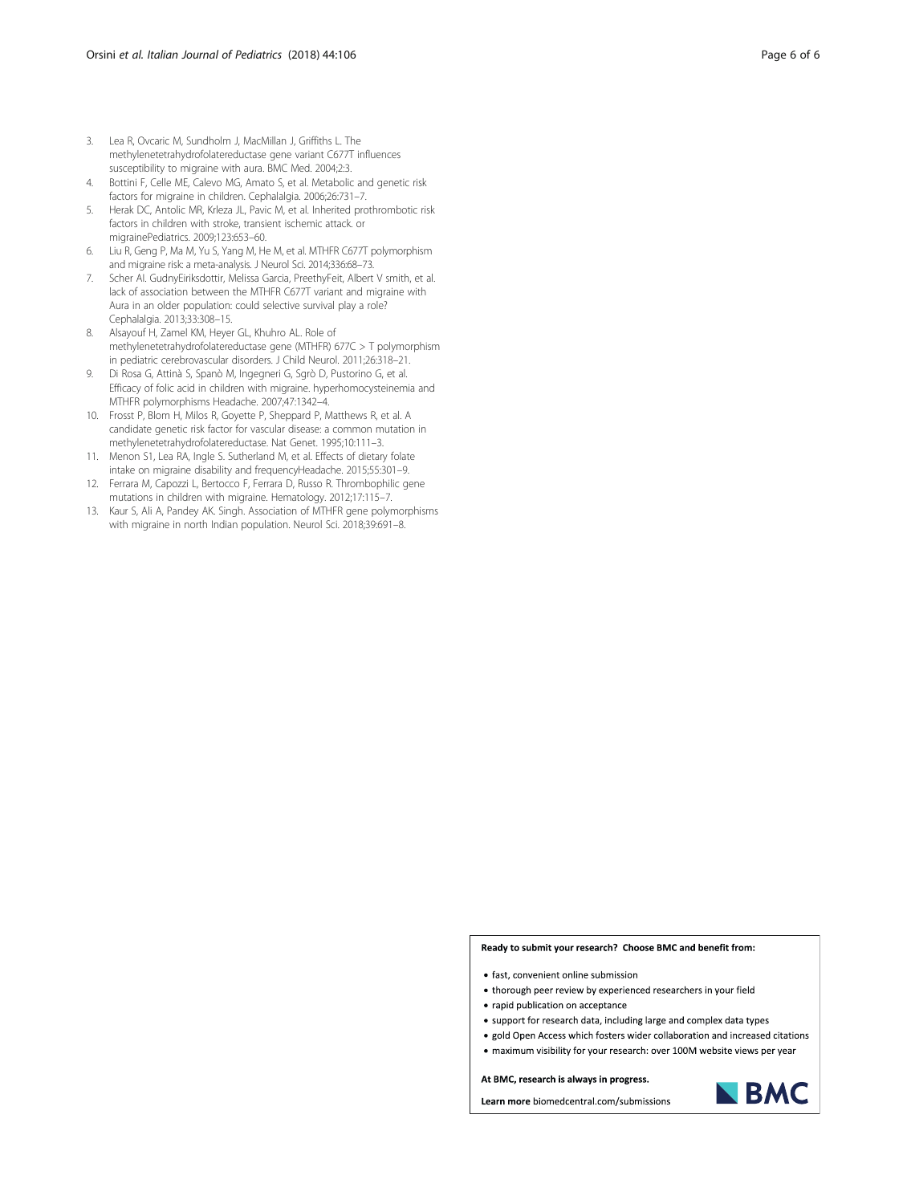3. Lea R, Ovcaric M, Sundholm J, MacMillan J, Griffiths L. The methylenetetrahydrofolatereductase gene variant C677T influences susceptibility to migraine with aura. BMC Med. 2004;2:3.
4. Bottini F, Celle ME, Calevo MG, Amato S, et al. Metabolic and genetic risk factors for migraine in children. Cephalalgia. 2006;26:731–7.
5. Herak DC, Antolic MR, Krleza JL, Pavic M, et al. Inherited prothrombotic risk factors in children with stroke, transient ischemic attack. or migrainePediatrics. 2009;123:653–60.
6. Liu R, Geng P, Ma M, Yu S, Yang M, He M, et al. MTHFR C677T polymorphism and migraine risk: a meta-analysis. J Neurol Sci. 2014;336:68–73.
7. Scher AI. GudnyEiriksdottir, Melissa Garcia, PreethyFeit, Albert V smith, et al. lack of association between the MTHFR C677T variant and migraine with Aura in an older population: could selective survival play a role? Cephalalgia. 2013;33:308–15.
8. Alsayouf H, Zamel KM, Heyer GL, Khuhro AL. Role of methylenetetrahydrofolatereductase gene (MTHFR) 677C > T polymorphism in pediatric cerebrovascular disorders. J Child Neurol. 2011;26:318–21.
9. Di Rosa G, Attinà S, Spanò M, Ingegneri G, Sgrò D, Pustorino G, et al. Efficacy of folic acid in children with migraine. hyperhomocysteinemia and MTHFR polymorphisms Headache. 2007;47:1342–4.
10. Frosst P, Blom H, Milos R, Goyette P, Sheppard P, Matthews R, et al. A candidate genetic risk factor for vascular disease: a common mutation in methylenetetrahydrofolatereductase. Nat Genet. 1995;10:111–3.
11. Menon S1, Lea RA, Ingle S. Sutherland M, et al. Effects of dietary folate intake on migraine disability and frequencyHeadache. 2015;55:301–9.
12. Ferrara M, Capozzi L, Bertocco F, Ferrara D, Russo R. Thrombophilic gene mutations in children with migraine. Hematology. 2012;17:115–7.
13. Kaur S, Ali A, Pandey AK. Singh. Association of MTHFR gene polymorphisms with migraine in north Indian population. Neurol Sci. 2018;39:691–8.

**Ready to submit your research? Choose BMC and benefit from:**

- fast, convenient online submission
- thorough peer review by experienced researchers in your field
- rapid publication on acceptance
- support for research data, including large and complex data types
- gold Open Access which fosters wider collaboration and increased citations
- maximum visibility for your research: over 100M website views per year

**At BMC, research is always in progress.**

**Learn more** biomedcentral.com/submissions

BMC